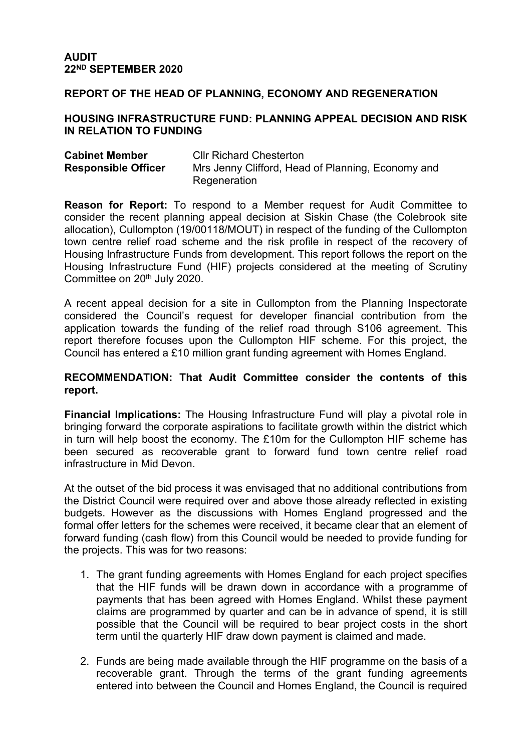**AUDIT**
**22ND SEPTEMBER 2020**

**REPORT OF THE HEAD OF PLANNING, ECONOMY AND REGENERATION**

**HOUSING INFRASTRUCTURE FUND: PLANNING APPEAL DECISION AND RISK IN RELATION TO FUNDING**

| | |
|---|---|
| **Cabinet Member** | Cllr Richard Chesterton |
| **Responsible Officer** | Mrs Jenny Clifford, Head of Planning, Economy and Regeneration |

**Reason for Report:** To respond to a Member request for Audit Committee to consider the recent planning appeal decision at Siskin Chase (the Colebrook site allocation), Cullompton (19/00118/MOUT) in respect of the funding of the Cullompton town centre relief road scheme and the risk profile in respect of the recovery of Housing Infrastructure Funds from development. This report follows the report on the Housing Infrastructure Fund (HIF) projects considered at the meeting of Scrutiny Committee on 20th July 2020.

A recent appeal decision for a site in Cullompton from the Planning Inspectorate considered the Council's request for developer financial contribution from the application towards the funding of the relief road through S106 agreement. This report therefore focuses upon the Cullompton HIF scheme. For this project, the Council has entered a £10 million grant funding agreement with Homes England.

**RECOMMENDATION: That Audit Committee consider the contents of this report.**

**Financial Implications:** The Housing Infrastructure Fund will play a pivotal role in bringing forward the corporate aspirations to facilitate growth within the district which in turn will help boost the economy. The £10m for the Cullompton HIF scheme has been secured as recoverable grant to forward fund town centre relief road infrastructure in Mid Devon.

At the outset of the bid process it was envisaged that no additional contributions from the District Council were required over and above those already reflected in existing budgets. However as the discussions with Homes England progressed and the formal offer letters for the schemes were received, it became clear that an element of forward funding (cash flow) from this Council would be needed to provide funding for the projects. This was for two reasons:

1. The grant funding agreements with Homes England for each project specifies that the HIF funds will be drawn down in accordance with a programme of payments that has been agreed with Homes England. Whilst these payment claims are programmed by quarter and can be in advance of spend, it is still possible that the Council will be required to bear project costs in the short term until the quarterly HIF draw down payment is claimed and made.

2. Funds are being made available through the HIF programme on the basis of a recoverable grant. Through the terms of the grant funding agreements entered into between the Council and Homes England, the Council is required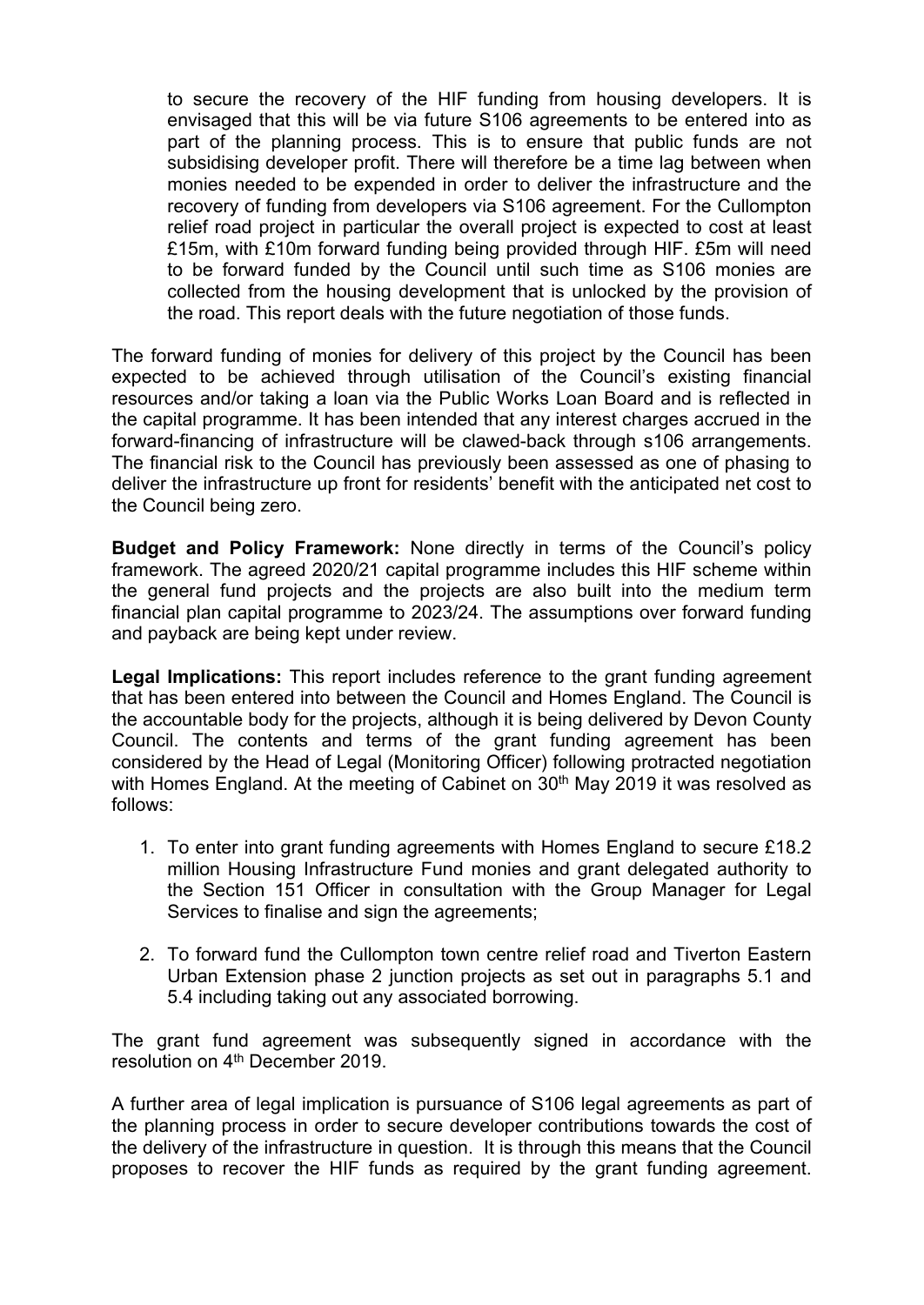to secure the recovery of the HIF funding from housing developers. It is envisaged that this will be via future S106 agreements to be entered into as part of the planning process. This is to ensure that public funds are not subsidising developer profit. There will therefore be a time lag between when monies needed to be expended in order to deliver the infrastructure and the recovery of funding from developers via S106 agreement. For the Cullompton relief road project in particular the overall project is expected to cost at least £15m, with £10m forward funding being provided through HIF. £5m will need to be forward funded by the Council until such time as S106 monies are collected from the housing development that is unlocked by the provision of the road. This report deals with the future negotiation of those funds.

The forward funding of monies for delivery of this project by the Council has been expected to be achieved through utilisation of the Council's existing financial resources and/or taking a loan via the Public Works Loan Board and is reflected in the capital programme. It has been intended that any interest charges accrued in the forward-financing of infrastructure will be clawed-back through s106 arrangements. The financial risk to the Council has previously been assessed as one of phasing to deliver the infrastructure up front for residents' benefit with the anticipated net cost to the Council being zero.

**Budget and Policy Framework:** None directly in terms of the Council's policy framework. The agreed 2020/21 capital programme includes this HIF scheme within the general fund projects and the projects are also built into the medium term financial plan capital programme to 2023/24. The assumptions over forward funding and payback are being kept under review.

**Legal Implications:** This report includes reference to the grant funding agreement that has been entered into between the Council and Homes England. The Council is the accountable body for the projects, although it is being delivered by Devon County Council. The contents and terms of the grant funding agreement has been considered by the Head of Legal (Monitoring Officer) following protracted negotiation with Homes England. At the meeting of Cabinet on 30th May 2019 it was resolved as follows:

1. To enter into grant funding agreements with Homes England to secure £18.2 million Housing Infrastructure Fund monies and grant delegated authority to the Section 151 Officer in consultation with the Group Manager for Legal Services to finalise and sign the agreements;
2. To forward fund the Cullompton town centre relief road and Tiverton Eastern Urban Extension phase 2 junction projects as set out in paragraphs 5.1 and 5.4 including taking out any associated borrowing.

The grant fund agreement was subsequently signed in accordance with the resolution on 4th December 2019.

A further area of legal implication is pursuance of S106 legal agreements as part of the planning process in order to secure developer contributions towards the cost of the delivery of the infrastructure in question. It is through this means that the Council proposes to recover the HIF funds as required by the grant funding agreement.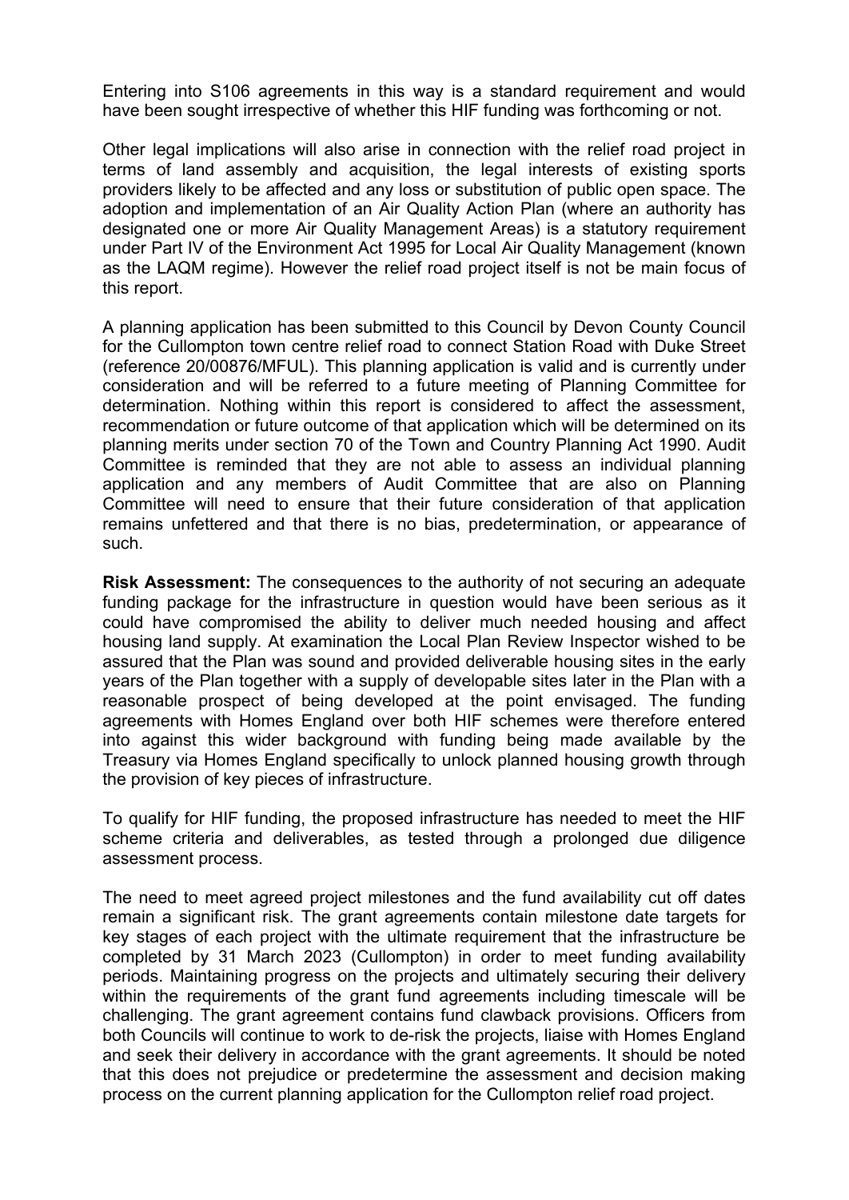Entering into S106 agreements in this way is a standard requirement and would have been sought irrespective of whether this HIF funding was forthcoming or not.

Other legal implications will also arise in connection with the relief road project in terms of land assembly and acquisition, the legal interests of existing sports providers likely to be affected and any loss or substitution of public open space. The adoption and implementation of an Air Quality Action Plan (where an authority has designated one or more Air Quality Management Areas) is a statutory requirement under Part IV of the Environment Act 1995 for Local Air Quality Management (known as the LAQM regime). However the relief road project itself is not be main focus of this report.

A planning application has been submitted to this Council by Devon County Council for the Cullompton town centre relief road to connect Station Road with Duke Street (reference 20/00876/MFUL). This planning application is valid and is currently under consideration and will be referred to a future meeting of Planning Committee for determination. Nothing within this report is considered to affect the assessment, recommendation or future outcome of that application which will be determined on its planning merits under section 70 of the Town and Country Planning Act 1990. Audit Committee is reminded that they are not able to assess an individual planning application and any members of Audit Committee that are also on Planning Committee will need to ensure that their future consideration of that application remains unfettered and that there is no bias, predetermination, or appearance of such.

**Risk Assessment:** The consequences to the authority of not securing an adequate funding package for the infrastructure in question would have been serious as it could have compromised the ability to deliver much needed housing and affect housing land supply. At examination the Local Plan Review Inspector wished to be assured that the Plan was sound and provided deliverable housing sites in the early years of the Plan together with a supply of developable sites later in the Plan with a reasonable prospect of being developed at the point envisaged. The funding agreements with Homes England over both HIF schemes were therefore entered into against this wider background with funding being made available by the Treasury via Homes England specifically to unlock planned housing growth through the provision of key pieces of infrastructure.

To qualify for HIF funding, the proposed infrastructure has needed to meet the HIF scheme criteria and deliverables, as tested through a prolonged due diligence assessment process.

The need to meet agreed project milestones and the fund availability cut off dates remain a significant risk. The grant agreements contain milestone date targets for key stages of each project with the ultimate requirement that the infrastructure be completed by 31 March 2023 (Cullompton) in order to meet funding availability periods. Maintaining progress on the projects and ultimately securing their delivery within the requirements of the grant fund agreements including timescale will be challenging. The grant agreement contains fund clawback provisions. Officers from both Councils will continue to work to de-risk the projects, liaise with Homes England and seek their delivery in accordance with the grant agreements. It should be noted that this does not prejudice or predetermine the assessment and decision making process on the current planning application for the Cullompton relief road project.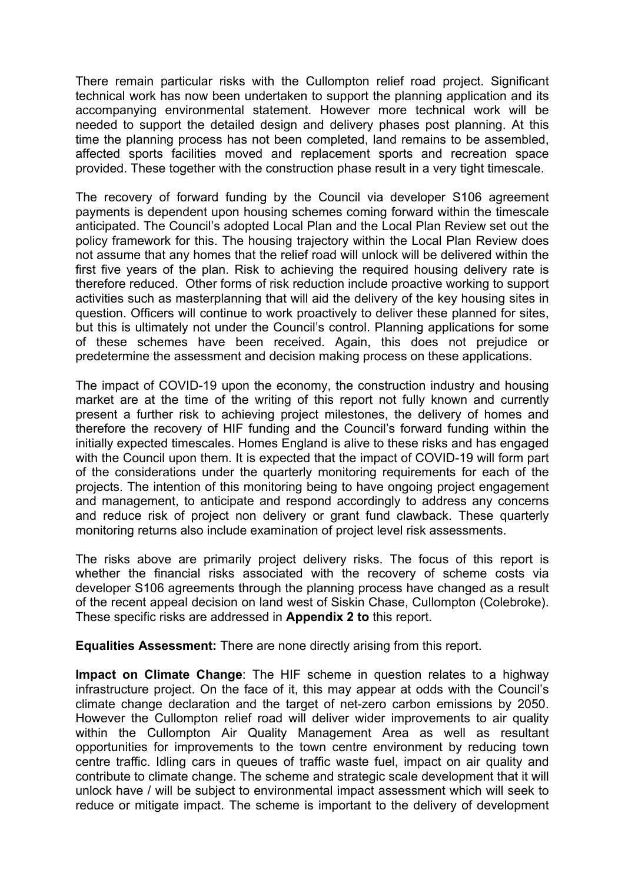There remain particular risks with the Cullompton relief road project. Significant technical work has now been undertaken to support the planning application and its accompanying environmental statement. However more technical work will be needed to support the detailed design and delivery phases post planning. At this time the planning process has not been completed, land remains to be assembled, affected sports facilities moved and replacement sports and recreation space provided. These together with the construction phase result in a very tight timescale.

The recovery of forward funding by the Council via developer S106 agreement payments is dependent upon housing schemes coming forward within the timescale anticipated. The Council's adopted Local Plan and the Local Plan Review set out the policy framework for this. The housing trajectory within the Local Plan Review does not assume that any homes that the relief road will unlock will be delivered within the first five years of the plan. Risk to achieving the required housing delivery rate is therefore reduced. Other forms of risk reduction include proactive working to support activities such as masterplanning that will aid the delivery of the key housing sites in question. Officers will continue to work proactively to deliver these planned for sites, but this is ultimately not under the Council's control. Planning applications for some of these schemes have been received. Again, this does not prejudice or predetermine the assessment and decision making process on these applications.

The impact of COVID-19 upon the economy, the construction industry and housing market are at the time of the writing of this report not fully known and currently present a further risk to achieving project milestones, the delivery of homes and therefore the recovery of HIF funding and the Council's forward funding within the initially expected timescales. Homes England is alive to these risks and has engaged with the Council upon them. It is expected that the impact of COVID-19 will form part of the considerations under the quarterly monitoring requirements for each of the projects. The intention of this monitoring being to have ongoing project engagement and management, to anticipate and respond accordingly to address any concerns and reduce risk of project non delivery or grant fund clawback. These quarterly monitoring returns also include examination of project level risk assessments.

The risks above are primarily project delivery risks. The focus of this report is whether the financial risks associated with the recovery of scheme costs via developer S106 agreements through the planning process have changed as a result of the recent appeal decision on land west of Siskin Chase, Cullompton (Colebroke). These specific risks are addressed in **Appendix 2 to** this report.

**Equalities Assessment:** There are none directly arising from this report.

**Impact on Climate Change**: The HIF scheme in question relates to a highway infrastructure project. On the face of it, this may appear at odds with the Council's climate change declaration and the target of net-zero carbon emissions by 2050. However the Cullompton relief road will deliver wider improvements to air quality within the Cullompton Air Quality Management Area as well as resultant opportunities for improvements to the town centre environment by reducing town centre traffic. Idling cars in queues of traffic waste fuel, impact on air quality and contribute to climate change. The scheme and strategic scale development that it will unlock have / will be subject to environmental impact assessment which will seek to reduce or mitigate impact. The scheme is important to the delivery of development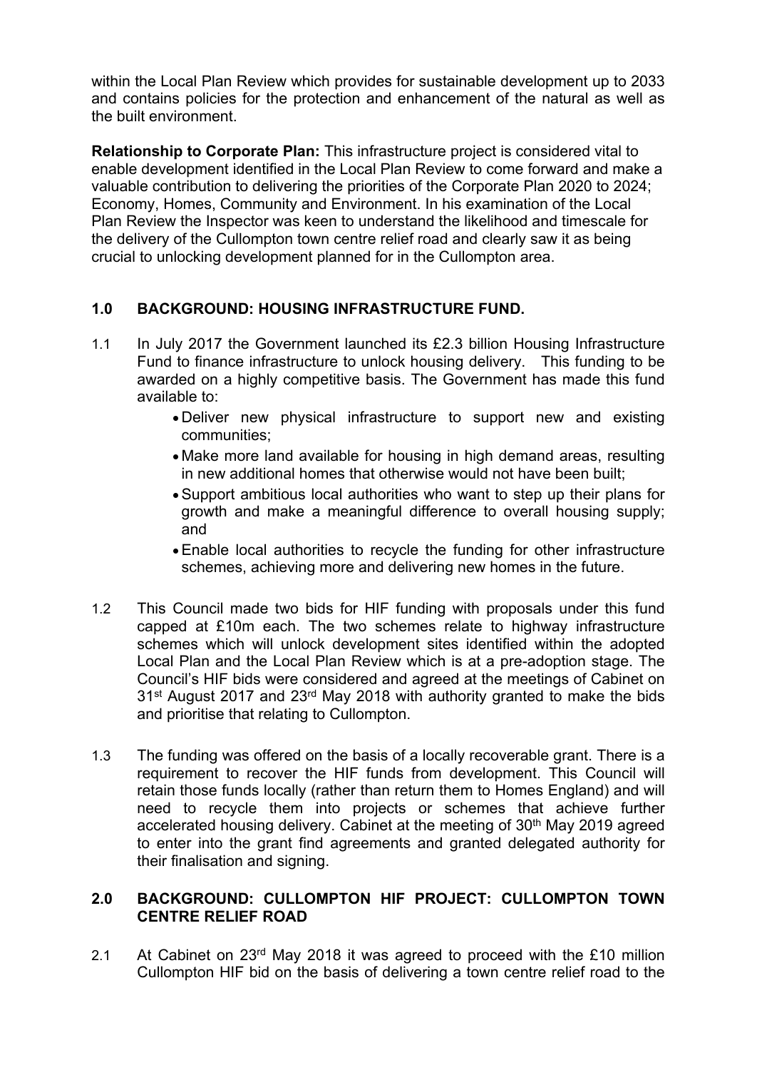within the Local Plan Review which provides for sustainable development up to 2033 and contains policies for the protection and enhancement of the natural as well as the built environment.

**Relationship to Corporate Plan:** This infrastructure project is considered vital to enable development identified in the Local Plan Review to come forward and make a valuable contribution to delivering the priorities of the Corporate Plan 2020 to 2024; Economy, Homes, Community and Environment. In his examination of the Local Plan Review the Inspector was keen to understand the likelihood and timescale for the delivery of the Cullompton town centre relief road and clearly saw it as being crucial to unlocking development planned for in the Cullompton area.

## 1.0 BACKGROUND: HOUSING INFRASTRUCTURE FUND.

1.1 In July 2017 the Government launched its £2.3 billion Housing Infrastructure Fund to finance infrastructure to unlock housing delivery. This funding to be awarded on a highly competitive basis. The Government has made this fund available to:

- Deliver new physical infrastructure to support new and existing communities;
- Make more land available for housing in high demand areas, resulting in new additional homes that otherwise would not have been built;
- Support ambitious local authorities who want to step up their plans for growth and make a meaningful difference to overall housing supply; and
- Enable local authorities to recycle the funding for other infrastructure schemes, achieving more and delivering new homes in the future.

1.2 This Council made two bids for HIF funding with proposals under this fund capped at £10m each. The two schemes relate to highway infrastructure schemes which will unlock development sites identified within the adopted Local Plan and the Local Plan Review which is at a pre-adoption stage. The Council's HIF bids were considered and agreed at the meetings of Cabinet on 31st August 2017 and 23rd May 2018 with authority granted to make the bids and prioritise that relating to Cullompton.

1.3 The funding was offered on the basis of a locally recoverable grant. There is a requirement to recover the HIF funds from development. This Council will retain those funds locally (rather than return them to Homes England) and will need to recycle them into projects or schemes that achieve further accelerated housing delivery. Cabinet at the meeting of 30th May 2019 agreed to enter into the grant find agreements and granted delegated authority for their finalisation and signing.

## 2.0 BACKGROUND: CULLOMPTON HIF PROJECT: CULLOMPTON TOWN CENTRE RELIEF ROAD

2.1 At Cabinet on 23rd May 2018 it was agreed to proceed with the £10 million Cullompton HIF bid on the basis of delivering a town centre relief road to the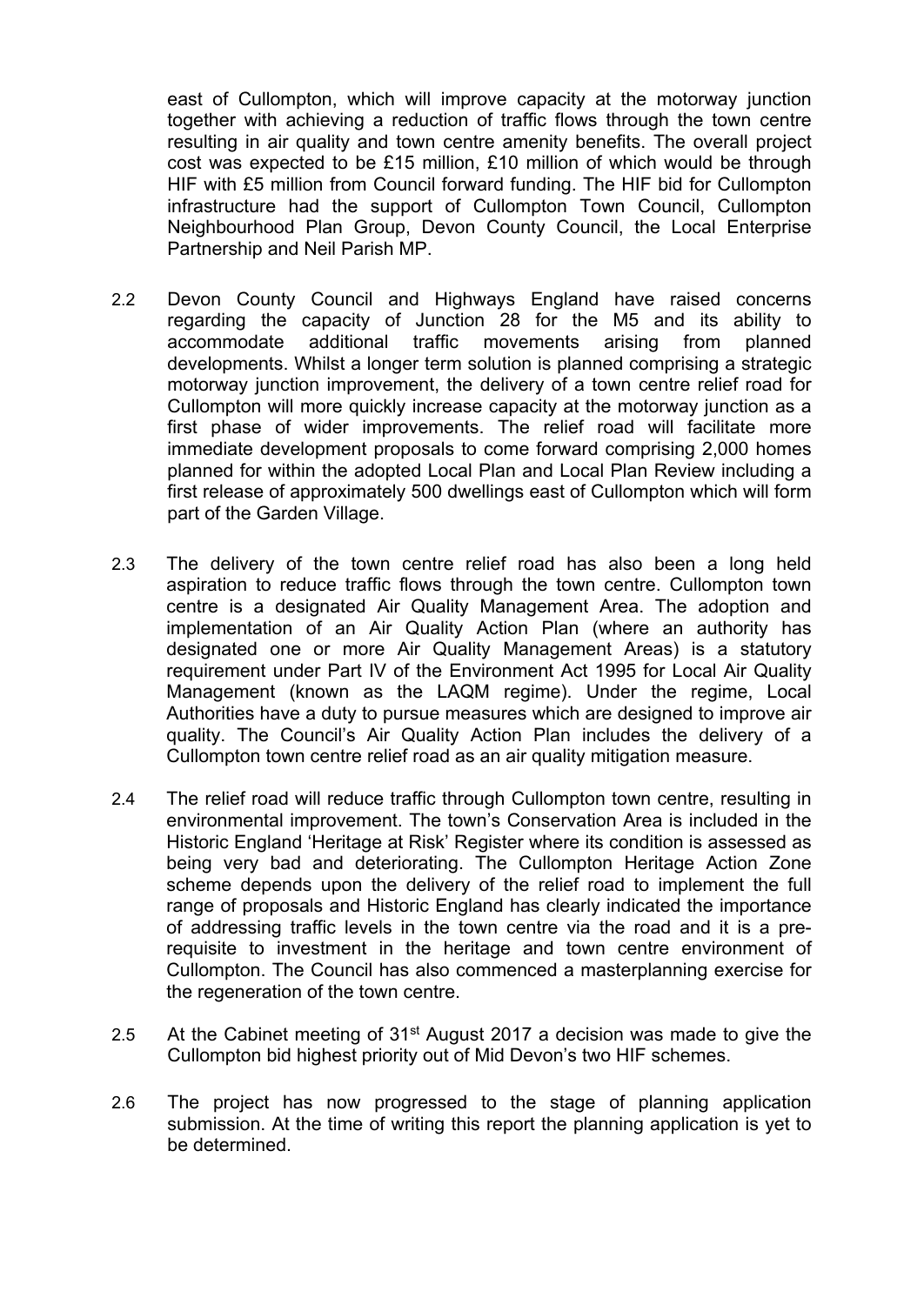east of Cullompton, which will improve capacity at the motorway junction together with achieving a reduction of traffic flows through the town centre resulting in air quality and town centre amenity benefits. The overall project cost was expected to be £15 million, £10 million of which would be through HIF with £5 million from Council forward funding. The HIF bid for Cullompton infrastructure had the support of Cullompton Town Council, Cullompton Neighbourhood Plan Group, Devon County Council, the Local Enterprise Partnership and Neil Parish MP.

2.2 Devon County Council and Highways England have raised concerns regarding the capacity of Junction 28 for the M5 and its ability to accommodate additional traffic movements arising from planned developments. Whilst a longer term solution is planned comprising a strategic motorway junction improvement, the delivery of a town centre relief road for Cullompton will more quickly increase capacity at the motorway junction as a first phase of wider improvements. The relief road will facilitate more immediate development proposals to come forward comprising 2,000 homes planned for within the adopted Local Plan and Local Plan Review including a first release of approximately 500 dwellings east of Cullompton which will form part of the Garden Village.

2.3 The delivery of the town centre relief road has also been a long held aspiration to reduce traffic flows through the town centre. Cullompton town centre is a designated Air Quality Management Area. The adoption and implementation of an Air Quality Action Plan (where an authority has designated one or more Air Quality Management Areas) is a statutory requirement under Part IV of the Environment Act 1995 for Local Air Quality Management (known as the LAQM regime). Under the regime, Local Authorities have a duty to pursue measures which are designed to improve air quality. The Council's Air Quality Action Plan includes the delivery of a Cullompton town centre relief road as an air quality mitigation measure.

2.4 The relief road will reduce traffic through Cullompton town centre, resulting in environmental improvement. The town's Conservation Area is included in the Historic England 'Heritage at Risk' Register where its condition is assessed as being very bad and deteriorating. The Cullompton Heritage Action Zone scheme depends upon the delivery of the relief road to implement the full range of proposals and Historic England has clearly indicated the importance of addressing traffic levels in the town centre via the road and it is a pre-requisite to investment in the heritage and town centre environment of Cullompton. The Council has also commenced a masterplanning exercise for the regeneration of the town centre.

2.5 At the Cabinet meeting of 31st August 2017 a decision was made to give the Cullompton bid highest priority out of Mid Devon's two HIF schemes.

2.6 The project has now progressed to the stage of planning application submission. At the time of writing this report the planning application is yet to be determined.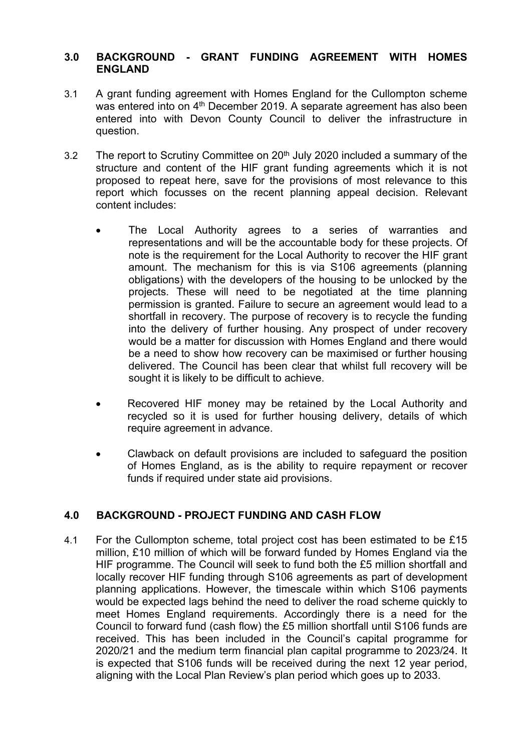## 3.0 BACKGROUND - GRANT FUNDING AGREEMENT WITH HOMES ENGLAND

3.1 A grant funding agreement with Homes England for the Cullompton scheme was entered into on 4th December 2019. A separate agreement has also been entered into with Devon County Council to deliver the infrastructure in question.

3.2 The report to Scrutiny Committee on 20th July 2020 included a summary of the structure and content of the HIF grant funding agreements which it is not proposed to repeat here, save for the provisions of most relevance to this report which focusses on the recent planning appeal decision. Relevant content includes:

- The Local Authority agrees to a series of warranties and representations and will be the accountable body for these projects. Of note is the requirement for the Local Authority to recover the HIF grant amount. The mechanism for this is via S106 agreements (planning obligations) with the developers of the housing to be unlocked by the projects. These will need to be negotiated at the time planning permission is granted. Failure to secure an agreement would lead to a shortfall in recovery. The purpose of recovery is to recycle the funding into the delivery of further housing. Any prospect of under recovery would be a matter for discussion with Homes England and there would be a need to show how recovery can be maximised or further housing delivered. The Council has been clear that whilst full recovery will be sought it is likely to be difficult to achieve.

- Recovered HIF money may be retained by the Local Authority and recycled so it is used for further housing delivery, details of which require agreement in advance.

- Clawback on default provisions are included to safeguard the position of Homes England, as is the ability to require repayment or recover funds if required under state aid provisions.

## 4.0 BACKGROUND - PROJECT FUNDING AND CASH FLOW

4.1 For the Cullompton scheme, total project cost has been estimated to be £15 million, £10 million of which will be forward funded by Homes England via the HIF programme. The Council will seek to fund both the £5 million shortfall and locally recover HIF funding through S106 agreements as part of development planning applications. However, the timescale within which S106 payments would be expected lags behind the need to deliver the road scheme quickly to meet Homes England requirements. Accordingly there is a need for the Council to forward fund (cash flow) the £5 million shortfall until S106 funds are received. This has been included in the Council's capital programme for 2020/21 and the medium term financial plan capital programme to 2023/24. It is expected that S106 funds will be received during the next 12 year period, aligning with the Local Plan Review's plan period which goes up to 2033.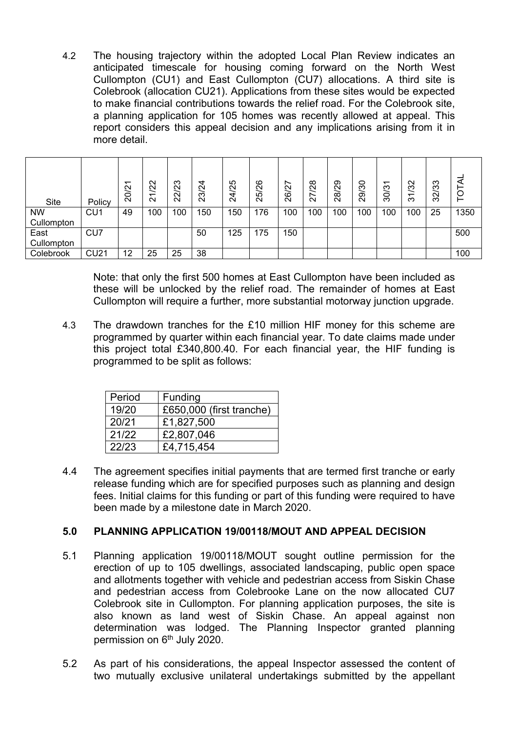4.2 The housing trajectory within the adopted Local Plan Review indicates an anticipated timescale for housing coming forward on the North West Cullompton (CU1) and East Cullompton (CU7) allocations. A third site is Colebrook (allocation CU21). Applications from these sites would be expected to make financial contributions towards the relief road. For the Colebrook site, a planning application for 105 homes was recently allowed at appeal. This report considers this appeal decision and any implications arising from it in more detail.

| Site | Policy | 20/21 | 21/22 | 22/23 | 23/24 | 24/25 | 25/26 | 26/27 | 27/28 | 28/29 | 29/30 | 30/31 | 31/32 | 32/33 | TOTAL |
|---|---|---|---|---|---|---|---|---|---|---|---|---|---|---|---|
| NW Cullompton | CU1 | 49 | 100 | 100 | 150 | 150 | 176 | 100 | 100 | 100 | 100 | 100 | 100 | 25 | 1350 |
| East Cullompton | CU7 | | | | 50 | 125 | 175 | 150 | | | | | | | 500 |
| Colebrook | CU21 | 12 | 25 | 25 | 38 | | | | | | | | | | 100 |

Note: that only the first 500 homes at East Cullompton have been included as these will be unlocked by the relief road. The remainder of homes at East Cullompton will require a further, more substantial motorway junction upgrade.

4.3 The drawdown tranches for the £10 million HIF money for this scheme are programmed by quarter within each financial year. To date claims made under this project total £340,800.40. For each financial year, the HIF funding is programmed to be split as follows:

| Period | Funding |
|---|---|
| 19/20 | £650,000 (first tranche) |
| 20/21 | £1,827,500 |
| 21/22 | £2,807,046 |
| 22/23 | £4,715,454 |

4.4 The agreement specifies initial payments that are termed first tranche or early release funding which are for specified purposes such as planning and design fees. Initial claims for this funding or part of this funding were required to have been made by a milestone date in March 2020.

## 5.0 PLANNING APPLICATION 19/00118/MOUT AND APPEAL DECISION

5.1 Planning application 19/00118/MOUT sought outline permission for the erection of up to 105 dwellings, associated landscaping, public open space and allotments together with vehicle and pedestrian access from Siskin Chase and pedestrian access from Colebrooke Lane on the now allocated CU7 Colebrook site in Cullompton. For planning application purposes, the site is also known as land west of Siskin Chase. An appeal against non determination was lodged. The Planning Inspector granted planning permission on 6th July 2020.

5.2 As part of his considerations, the appeal Inspector assessed the content of two mutually exclusive unilateral undertakings submitted by the appellant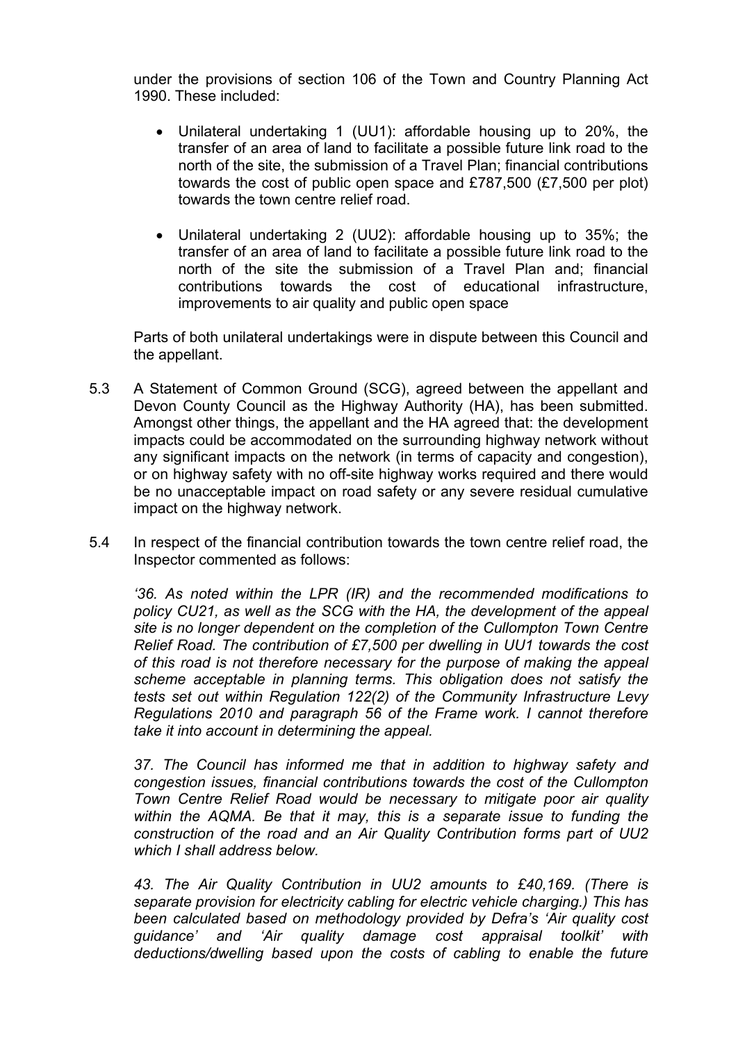under the provisions of section 106 of the Town and Country Planning Act 1990. These included:

- Unilateral undertaking 1 (UU1): affordable housing up to 20%, the transfer of an area of land to facilitate a possible future link road to the north of the site, the submission of a Travel Plan; financial contributions towards the cost of public open space and £787,500 (£7,500 per plot) towards the town centre relief road.
- Unilateral undertaking 2 (UU2): affordable housing up to 35%; the transfer of an area of land to facilitate a possible future link road to the north of the site the submission of a Travel Plan and; financial contributions towards the cost of educational infrastructure, improvements to air quality and public open space

Parts of both unilateral undertakings were in dispute between this Council and the appellant.

5.3 A Statement of Common Ground (SCG), agreed between the appellant and Devon County Council as the Highway Authority (HA), has been submitted. Amongst other things, the appellant and the HA agreed that: the development impacts could be accommodated on the surrounding highway network without any significant impacts on the network (in terms of capacity and congestion), or on highway safety with no off-site highway works required and there would be no unacceptable impact on road safety or any severe residual cumulative impact on the highway network.

5.4 In respect of the financial contribution towards the town centre relief road, the Inspector commented as follows:

*'36. As noted within the LPR (IR) and the recommended modifications to policy CU21, as well as the SCG with the HA, the development of the appeal site is no longer dependent on the completion of the Cullompton Town Centre Relief Road. The contribution of £7,500 per dwelling in UU1 towards the cost of this road is not therefore necessary for the purpose of making the appeal scheme acceptable in planning terms. This obligation does not satisfy the tests set out within Regulation 122(2) of the Community Infrastructure Levy Regulations 2010 and paragraph 56 of the Frame work. I cannot therefore take it into account in determining the appeal.*

*37. The Council has informed me that in addition to highway safety and congestion issues, financial contributions towards the cost of the Cullompton Town Centre Relief Road would be necessary to mitigate poor air quality within the AQMA. Be that it may, this is a separate issue to funding the construction of the road and an Air Quality Contribution forms part of UU2 which I shall address below.*

*43. The Air Quality Contribution in UU2 amounts to £40,169. (There is separate provision for electricity cabling for electric vehicle charging.) This has been calculated based on methodology provided by Defra's 'Air quality cost guidance' and 'Air quality damage cost appraisal toolkit' with deductions/dwelling based upon the costs of cabling to enable the future*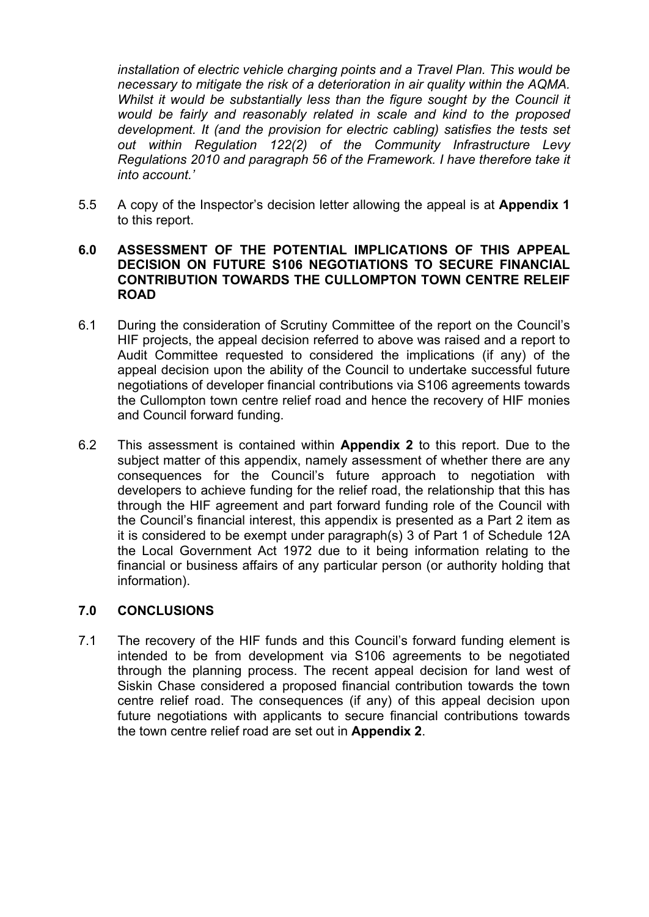*installation of electric vehicle charging points and a Travel Plan. This would be necessary to mitigate the risk of a deterioration in air quality within the AQMA. Whilst it would be substantially less than the figure sought by the Council it would be fairly and reasonably related in scale and kind to the proposed development. It (and the provision for electric cabling) satisfies the tests set out within Regulation 122(2) of the Community Infrastructure Levy Regulations 2010 and paragraph 56 of the Framework. I have therefore take it into account.'*

5.5 A copy of the Inspector's decision letter allowing the appeal is at **Appendix 1** to this report.

## 6.0 ASSESSMENT OF THE POTENTIAL IMPLICATIONS OF THIS APPEAL DECISION ON FUTURE S106 NEGOTIATIONS TO SECURE FINANCIAL CONTRIBUTION TOWARDS THE CULLOMPTON TOWN CENTRE RELEIF ROAD

6.1 During the consideration of Scrutiny Committee of the report on the Council's HIF projects, the appeal decision referred to above was raised and a report to Audit Committee requested to considered the implications (if any) of the appeal decision upon the ability of the Council to undertake successful future negotiations of developer financial contributions via S106 agreements towards the Cullompton town centre relief road and hence the recovery of HIF monies and Council forward funding.

6.2 This assessment is contained within **Appendix 2** to this report. Due to the subject matter of this appendix, namely assessment of whether there are any consequences for the Council's future approach to negotiation with developers to achieve funding for the relief road, the relationship that this has through the HIF agreement and part forward funding role of the Council with the Council's financial interest, this appendix is presented as a Part 2 item as it is considered to be exempt under paragraph(s) 3 of Part 1 of Schedule 12A the Local Government Act 1972 due to it being information relating to the financial or business affairs of any particular person (or authority holding that information).

## 7.0 CONCLUSIONS

7.1 The recovery of the HIF funds and this Council's forward funding element is intended to be from development via S106 agreements to be negotiated through the planning process. The recent appeal decision for land west of Siskin Chase considered a proposed financial contribution towards the town centre relief road. The consequences (if any) of this appeal decision upon future negotiations with applicants to secure financial contributions towards the town centre relief road are set out in **Appendix 2**.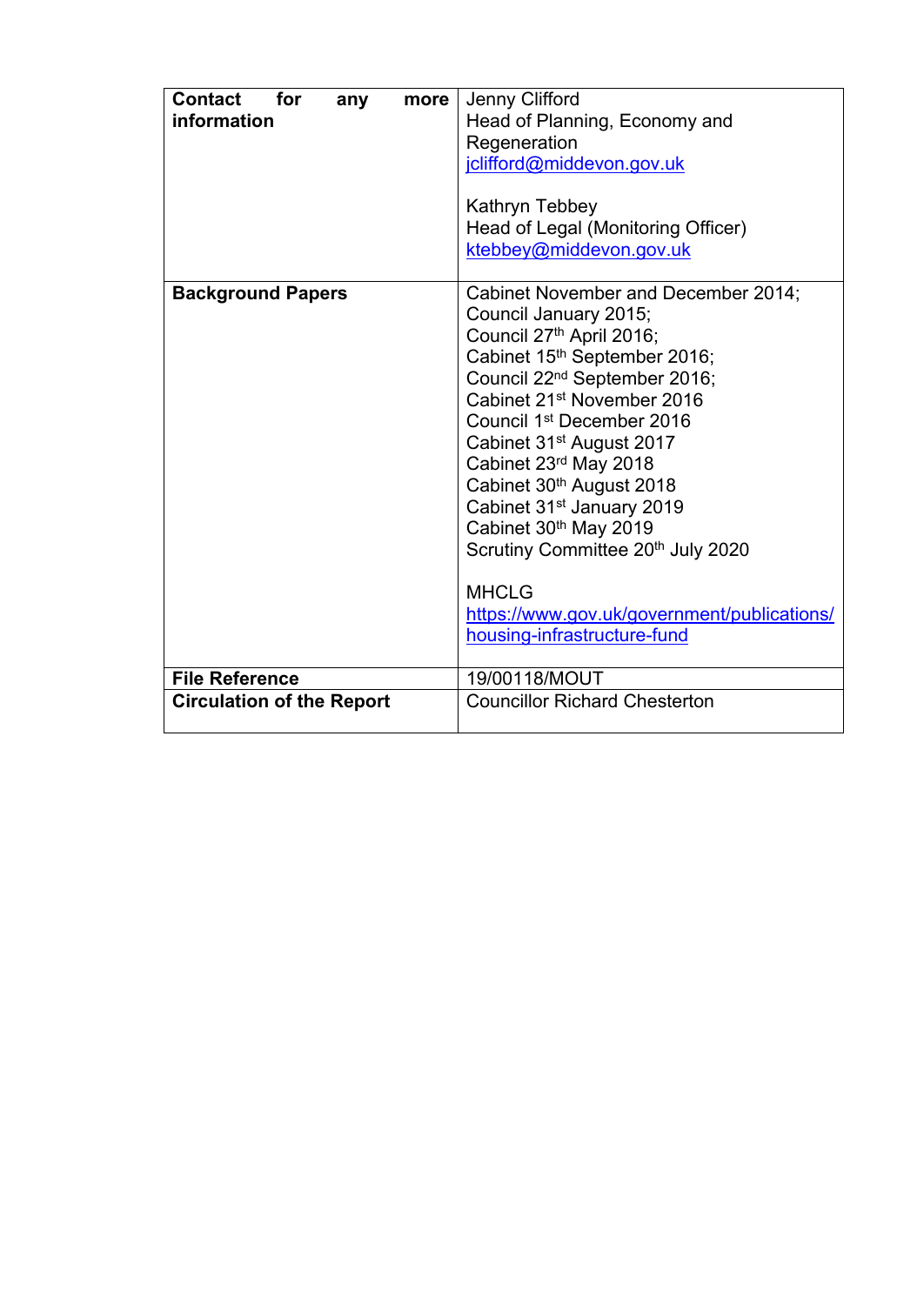| | |
|---|---|
| **Contact for any more information** | Jenny Clifford<br>Head of Planning, Economy and Regeneration<br>jclifford@middevon.gov.uk<br><br>Kathryn Tebbey<br>Head of Legal (Monitoring Officer)<br>ktebbey@middevon.gov.uk |
| **Background Papers** | Cabinet November and December 2014;<br>Council January 2015;<br>Council 27th April 2016;<br>Cabinet 15th September 2016;<br>Council 22nd September 2016;<br>Cabinet 21st November 2016<br>Council 1st December 2016<br>Cabinet 31st August 2017<br>Cabinet 23rd May 2018<br>Cabinet 30th August 2018<br>Cabinet 31st January 2019<br>Cabinet 30th May 2019<br>Scrutiny Committee 20th July 2020<br><br>MHCLG<br>https://www.gov.uk/government/publications/housing-infrastructure-fund |
| **File Reference** | 19/00118/MOUT |
| **Circulation of the Report** | Councillor Richard Chesterton |